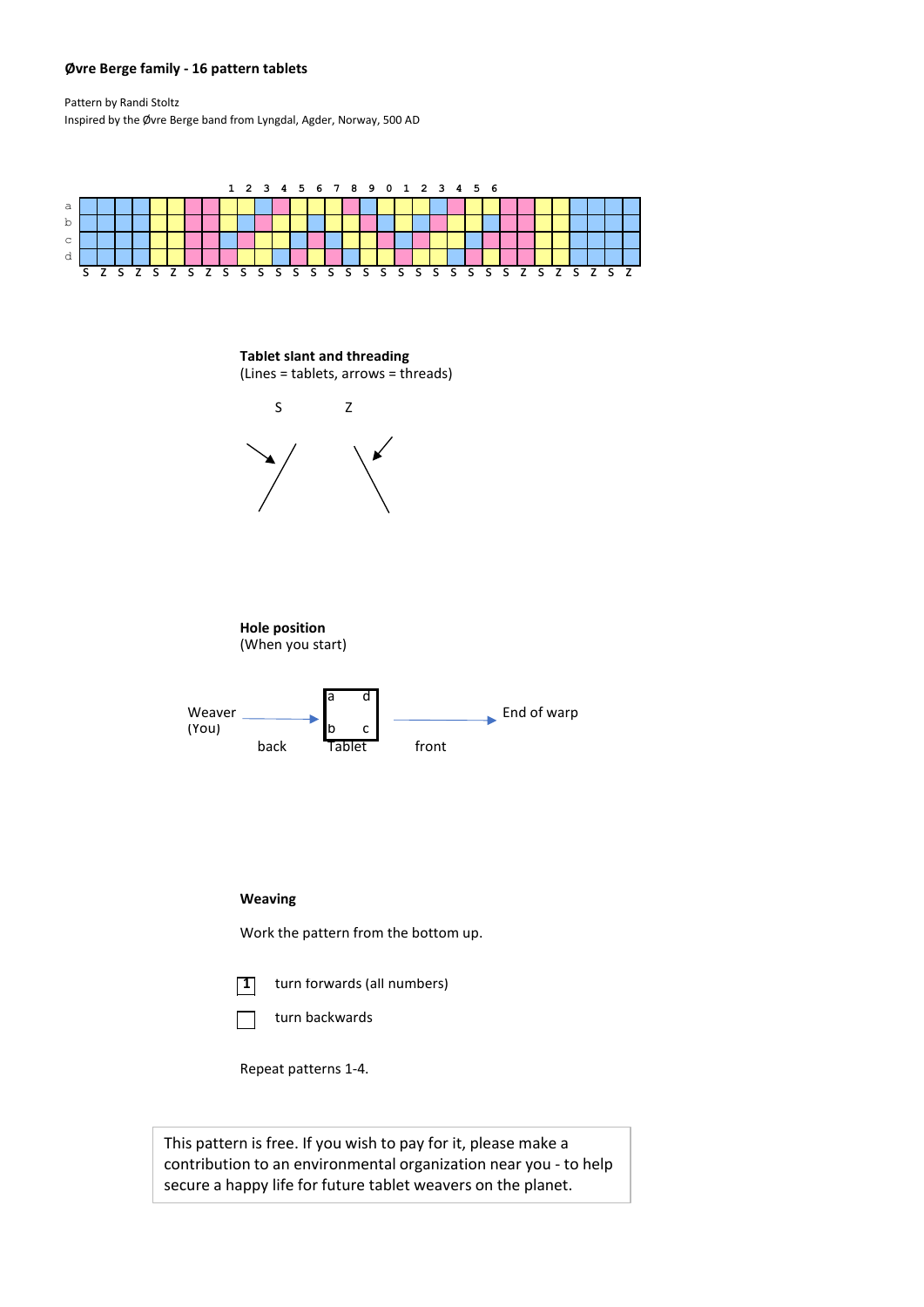**Øvre Berge family - 16 pattern tablets**

Pattern by Randi Stoltz
Inspired by the Øvre Berge band from Lyngdal, Agder, Norway, 500 AD

1 2 3 4 5 6 7 8 9 0 1 2 3 4 5 6

a
b
c
d

S Z S Z S Z S Z S S S S S S S S S S S S S S S S S Z S Z S Z S Z

**Tablet slant and threading**
(Lines = tablets, arrows = threads)

S Z

**Hole position**
(When you start)

Weaver (You) → back → Tablet (a d / b c) → front → End of warp

**Weaving**

Work the pattern from the bottom up.

1 turn forwards (all numbers)

turn backwards

Repeat patterns 1-4.

This pattern is free. If you wish to pay for it, please make a contribution to an environmental organization near you - to help secure a happy life for future tablet weavers on the planet.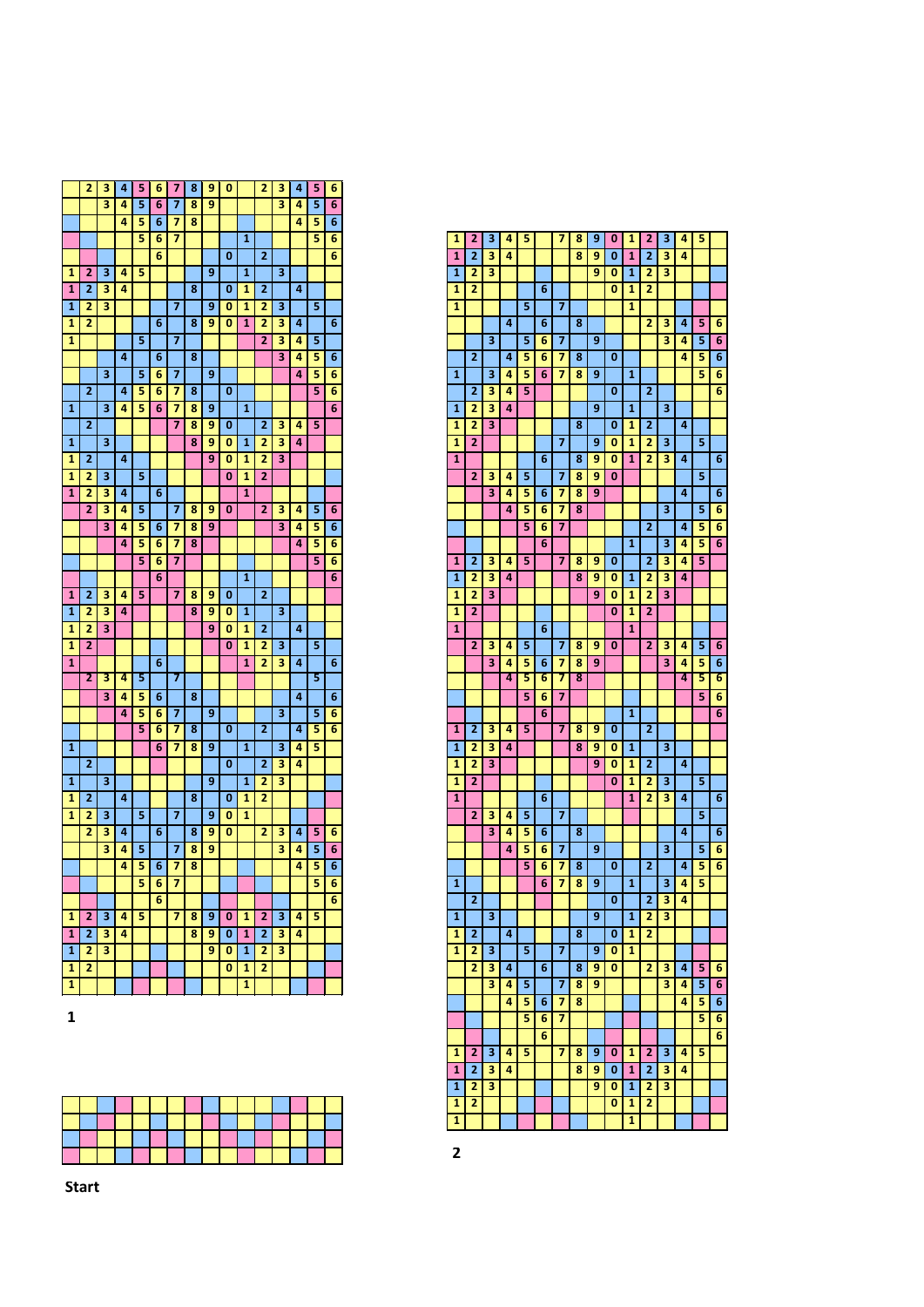| | | | | | | | | | | | | | | | |
|---|---|---|---|---|---|---|---|---|---|---|---|---|---|---|---|
| | 2 | 3 | 4 | 5 | 6 | 7 | 8 | 9 | 0 | | 2 | 3 | 4 | 5 | 6 |
| | | 3 | 4 | 5 | 6 | 7 | 8 | 9 | | | | 3 | 4 | 5 | 6 |
| | | | 4 | 5 | 6 | 7 | 8 | | | | | | 4 | 5 | 6 |
| | | | | 5 | 6 | 7 | | | | 1 | | | | 5 | 6 |
| | | | | | 6 | | | | 0 | | 2 | | | | 6 |
| 1 | 2 | 3 | 4 | 5 | | | | | | | | | | | |
| 1 | 2 | 3 | 4 | | | | 8 | | 0 | 1 | 2 | | 4 | | |
| 1 | 2 | 3 | | | | 7 | | 9 | 0 | 1 | 2 | 3 | | 5 | |
| 1 | 2 | | | | 6 | | 8 | 9 | 0 | 1 | 2 | 3 | 4 | | 6 |
| 1 | | | | 5 | | 7 | | | | | 2 | 3 | 4 | 5 | |
| | | | 4 | | 6 | | 8 | | | | | 3 | 4 | 5 | 6 |
| | | 3 | | 5 | 6 | 7 | | 9 | | | | | 4 | 5 | 6 |
| | 2 | | 4 | 5 | 6 | 7 | 8 | | 0 | | | | | 5 | 6 |
| 1 | | 3 | 4 | 5 | 6 | 7 | 8 | 9 | | 1 | | | | | 6 |
| | 2 | | | | | 7 | 8 | 9 | 0 | | 2 | 3 | 4 | 5 | |
| 1 | | 3 | | | | | 8 | 9 | 0 | 1 | 2 | 3 | 4 | | |
| 1 | 2 | | 4 | | | | | 9 | 0 | 1 | 2 | 3 | | | |
| 1 | 2 | 3 | | 5 | | | | | 0 | 1 | 2 | | | | |
| 1 | 2 | 3 | 4 | | 6 | | | | | 1 | | | | | |
| | 2 | 3 | 4 | 5 | | 7 | 8 | 9 | 0 | | 2 | 3 | 4 | 5 | 6 |
| | | 3 | 4 | 5 | 6 | 7 | 8 | 9 | | | | 3 | 4 | 5 | 6 |
| | | | 4 | 5 | 6 | 7 | 8 | | | | | | 4 | 5 | 6 |
| | | | | 5 | 6 | 7 | | | | | | | | 5 | 6 |
| | | | | | 6 | | | | | 1 | | | | | 6 |
| 1 | 2 | 3 | 4 | 5 | | 7 | 8 | 9 | 0 | | 2 | | | | |
| 1 | 2 | 3 | 4 | | | | 8 | 9 | 0 | 1 | 2 | 3 | | | |
| 1 | 2 | 3 | | | | | | 9 | 0 | 1 | 2 | | 4 | | |
| 1 | 2 | | | | | | | | 0 | 1 | 2 | 3 | | 5 | |
| 1 | | | | | 6 | | | | | 1 | 2 | 3 | 4 | | 6 |
| | 2 | 3 | 4 | 5 | | 7 | | | | | | | | 5 | |
| | | 3 | 4 | 5 | 6 | | 8 | | | | | | 4 | | 6 |
| | | | 4 | 5 | 6 | 7 | | 9 | | | | 3 | | 5 | 6 |
| | | | | 5 | 6 | 7 | 8 | | 0 | | 2 | | 4 | 5 | 6 |
| 1 | | | | | 6 | 7 | 8 | 9 | | 1 | | 3 | 4 | 5 | |
| | 2 | | | | | | | | 0 | | 2 | 3 | 4 | | |
| 1 | | 3 | | | | | | 9 | | 1 | 2 | 3 | | | |
| 1 | 2 | | 4 | | | | 8 | | 0 | 1 | 2 | | | | |
| 1 | 2 | 3 | | 5 | | 7 | | 9 | 0 | 1 | | | | | |
| | 2 | 3 | 4 | | 6 | | 8 | 9 | 0 | | 2 | 3 | 4 | 5 | 6 |
| | | 3 | 4 | 5 | | 7 | 8 | 9 | | | | 3 | 4 | 5 | 6 |
| | | | 4 | 5 | 6 | 7 | 8 | | | | | | 4 | 5 | 6 |
| | | | | 5 | 6 | 7 | | | | | | | | 5 | 6 |
| | | | | | 6 | | | | | | | | | | 6 |
| 1 | 2 | 3 | 4 | 5 | | 7 | 8 | 9 | 0 | 1 | 2 | 3 | 4 | 5 | |
| 1 | 2 | 3 | 4 | | | | 8 | 9 | 0 | 1 | 2 | 3 | 4 | | |
| 1 | 2 | 3 | | | | | | 9 | 0 | 1 | 2 | 3 | | | |
| 1 | 2 | | | | | | | | 0 | 1 | 2 | | | | |
| 1 | | | | | | | | | | 1 | | | | | |

**1**

| | | | | | | | | | | | | | | | |
|---|---|---|---|---|---|---|---|---|---|---|---|---|---|---|---|
| | | | | | | | | | | | | | | | |
| | | | | | | | | | | | | | | | |
| | | | | | | | | | | | | | | | |
| | | | | | | | | | | | | | | | |

**Start**

| | | | | | | | | | | | | | | | |
|---|---|---|---|---|---|---|---|---|---|---|---|---|---|---|---|
| 1 | 2 | 3 | 4 | 5 | | 7 | 8 | 9 | 0 | 1 | 2 | 3 | 4 | 5 | |
| 1 | 2 | 3 | 4 | | | | 8 | 9 | 0 | 1 | 2 | 3 | 4 | | |
| 1 | 2 | 3 | | | | | | 9 | 0 | 1 | 2 | 3 | | | |
| 1 | 2 | | | | 6 | | | | 0 | 1 | 2 | | | | |
| 1 | | | | 5 | | 7 | | | | 1 | | | | | |
| | | | 4 | | 6 | | 8 | | | | 2 | 3 | 4 | 5 | 6 |
| | | 3 | | 5 | 6 | 7 | | 9 | | | | 3 | 4 | 5 | 6 |
| | 2 | | 4 | 5 | 6 | 7 | 8 | | 0 | | | | 4 | 5 | 6 |
| 1 | | 3 | 4 | 5 | 6 | 7 | 8 | 9 | | 1 | | | | 5 | 6 |
| | 2 | 3 | 4 | 5 | | | | | 0 | | 2 | | | | 6 |
| 1 | 2 | 3 | 4 | | | | | 9 | | 1 | | 3 | | | |
| 1 | 2 | 3 | | | | | 8 | | 0 | 1 | 2 | | 4 | | |
| 1 | 2 | | | | | 7 | | 9 | 0 | 1 | 2 | 3 | | 5 | |
| 1 | | | | | 6 | | 8 | 9 | 0 | 1 | 2 | 3 | 4 | | 6 |
| | 2 | 3 | 4 | 5 | | 7 | 8 | 9 | 0 | | | | | 5 | |
| | | 3 | 4 | 5 | 6 | 7 | 8 | 9 | | | | | 4 | | 6 |
| | | | 4 | 5 | 6 | 7 | 8 | | | | | 3 | | 5 | 6 |
| | | | | 5 | 6 | 7 | | | | | 2 | | 4 | 5 | 6 |
| | | | | | 6 | | | | | 1 | | 3 | 4 | 5 | 6 |
| 1 | 2 | 3 | 4 | 5 | | 7 | 8 | 9 | 0 | | 2 | 3 | 4 | 5 | |
| 1 | 2 | 3 | 4 | | | | 8 | 9 | 0 | 1 | 2 | 3 | 4 | | |
| 1 | 2 | 3 | | | | | | 9 | 0 | 1 | 2 | 3 | | | |
| 1 | 2 | | | | | | | | 0 | 1 | 2 | | | | |
| 1 | | | | | 6 | | | | | 1 | | | | | |
| | 2 | 3 | 4 | 5 | | 7 | 8 | 9 | 0 | | 2 | 3 | 4 | 5 | 6 |
| | | 3 | 4 | 5 | 6 | 7 | 8 | 9 | | | | 3 | 4 | 5 | 6 |
| | | | 4 | 5 | 6 | 7 | 8 | | | | | | 4 | 5 | 6 |
| | | | | 5 | 6 | 7 | | | | | | | | 5 | 6 |
| | | | | | 6 | | | | | 1 | | | | | 6 |
| 1 | 2 | 3 | 4 | 5 | | 7 | 8 | 9 | 0 | | 2 | | | | |
| 1 | 2 | 3 | 4 | | | | 8 | 9 | 0 | 1 | | 3 | | | |
| 1 | 2 | 3 | | | | | | 9 | 0 | 1 | 2 | | 4 | | |
| 1 | 2 | | | | | | | | 0 | 1 | 2 | 3 | | 5 | |
| 1 | | | | | 6 | | | | | 1 | 2 | 3 | 4 | | 6 |
| | 2 | 3 | 4 | 5 | | 7 | | | | | | | | 5 | |
| | | 3 | 4 | 5 | 6 | | 8 | | | | | | 4 | | 6 |
| | | | 4 | 5 | 6 | 7 | | 9 | | | | 3 | | 5 | 6 |
| | | | | 5 | 6 | 7 | 8 | | 0 | | 2 | | 4 | 5 | 6 |
| 1 | | | | | 6 | 7 | 8 | 9 | | 1 | | 3 | 4 | 5 | |
| | 2 | | | | | | | | 0 | | 2 | 3 | 4 | | |
| 1 | | 3 | | | | | | 9 | | 1 | 2 | 3 | | | |
| 1 | 2 | | 4 | | | | 8 | | 0 | 1 | 2 | | | | |
| 1 | 2 | 3 | | 5 | | 7 | | 9 | 0 | 1 | | | | | |
| | 2 | 3 | 4 | | 6 | | 8 | 9 | 0 | | 2 | 3 | 4 | 5 | 6 |
| | | 3 | 4 | 5 | | 7 | 8 | 9 | | | | 3 | 4 | 5 | 6 |
| | | | 4 | 5 | 6 | 7 | 8 | | | | | | 4 | 5 | 6 |
| | | | | 5 | 6 | 7 | | | | | | | | 5 | 6 |
| | | | | | 6 | | | | | | | | | | 6 |
| 1 | 2 | 3 | 4 | 5 | | 7 | 8 | 9 | 0 | 1 | 2 | 3 | 4 | 5 | |
| 1 | 2 | 3 | 4 | | | | 8 | 9 | 0 | 1 | 2 | 3 | 4 | | |
| 1 | 2 | 3 | | | | | | 9 | 0 | 1 | 2 | 3 | | | |
| 1 | 2 | | | | | | | | 0 | 1 | 2 | | | | |
| 1 | | | | | | | | | | 1 | | | | | |

**2**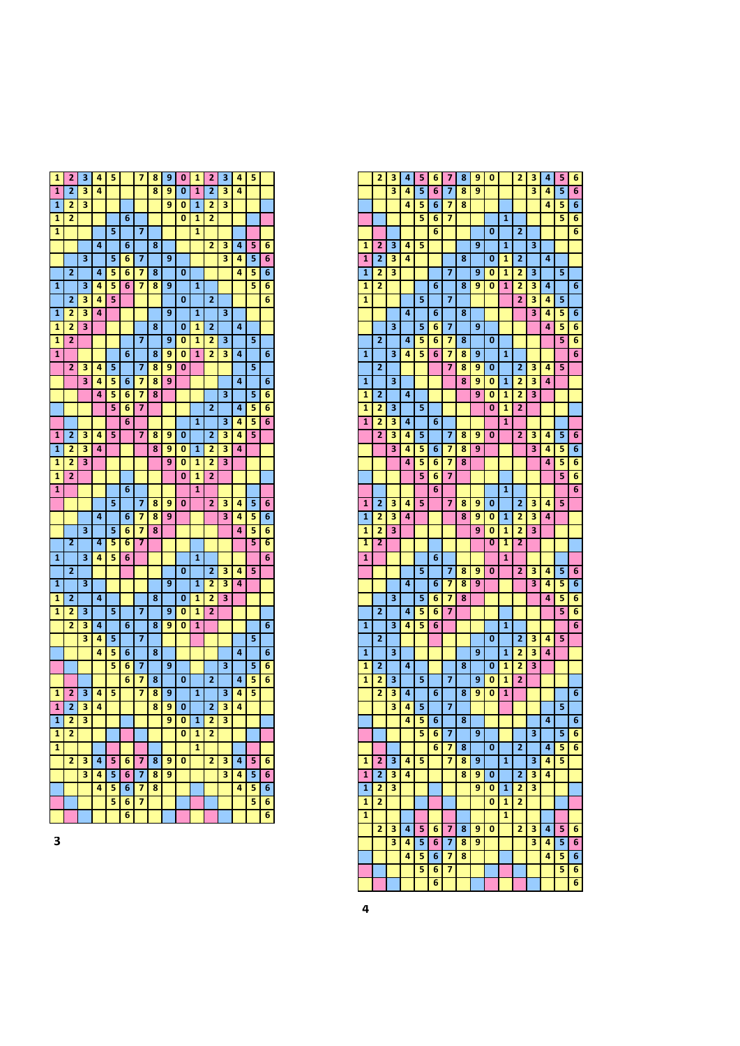| | | | | | | | | | | | | | | | |
|---|---|---|---|---|---|---|---|---|---|---|---|---|---|---|---|
| 1 | 2 | 3 | 4 | 5 | | 7 | 8 | 9 | 0 | 1 | 2 | 3 | 4 | 5 | |
| 1 | 2 | 3 | 4 | | | | 8 | 9 | 0 | 1 | 2 | 3 | 4 | | |
| 1 | 2 | 3 | | | | | | 9 | 0 | 1 | 2 | 3 | | | |
| 1 | 2 | | | | 6 | | | | 0 | 1 | 2 | | | | |
| 1 | | | | 5 | | 7 | | | | 1 | | | | | |
| | | | 4 | | 6 | | 8 | | | | 2 | 3 | 4 | 5 | 6 |
| | | 3 | | 5 | 6 | 7 | | 9 | | | | 3 | 4 | 5 | 6 |
| | 2 | | 4 | 5 | 6 | 7 | 8 | | 0 | | | | 4 | 5 | 6 |
| 1 | | 3 | 4 | 5 | 6 | 7 | 8 | 9 | | 1 | | | | 5 | 6 |
| | 2 | 3 | 4 | 5 | | | | | 0 | | 2 | | | | 6 |
| 1 | 2 | 3 | 4 | | | | | 9 | | 1 | | 3 | | | |
| 1 | 2 | 3 | | | | | 8 | | 0 | 1 | 2 | | 4 | | |
| 1 | 2 | | | | | 7 | | 9 | 0 | 1 | 2 | 3 | | 5 | |
| 1 | | | | | 6 | | 8 | 9 | 0 | 1 | 2 | 3 | 4 | | 6 |
| | 2 | 3 | 4 | 5 | | 7 | 8 | 9 | 0 | | | | | 5 | |
| | | 3 | 4 | 5 | 6 | 7 | 8 | 9 | | | | | 4 | | 6 |
| | | | 4 | 5 | 6 | 7 | 8 | | | | | 3 | | 5 | 6 |
| | | | | 5 | 6 | 7 | | | | | 2 | | 4 | 5 | 6 |
| | | | | | 6 | | | | | 1 | | 3 | 4 | 5 | 6 |
| 1 | 2 | 3 | 4 | 5 | | 7 | 8 | 9 | 0 | | 2 | 3 | 4 | 5 | |
| 1 | 2 | 3 | 4 | | | | 8 | 9 | 0 | 1 | 2 | 3 | 4 | | |
| 1 | 2 | 3 | | | | | | 9 | 0 | 1 | 2 | 3 | | | |
| 1 | 2 | | | | | | | | 0 | 1 | 2 | | | | |
| 1 | | | | | 6 | | | | | 1 | | | | | |
| | | | | 5 | | 7 | 8 | 9 | 0 | | 2 | 3 | 4 | 5 | 6 |
| | | | 4 | | 6 | 7 | 8 | 9 | | | | 3 | 4 | 5 | 6 |
| | | 3 | | 5 | 6 | 7 | 8 | | | | | | 4 | 5 | 6 |
| | 2 | | 4 | 5 | 6 | 7 | | | | | | | | 5 | 6 |
| 1 | | 3 | 4 | 5 | 6 | | | | | 1 | | | | | 6 |
| | 2 | | | | | | | | 0 | | 2 | 3 | 4 | 5 | |
| 1 | | 3 | | | | | | 9 | | 1 | 2 | 3 | 4 | | |
| 1 | 2 | | 4 | | | | 8 | | 0 | 1 | 2 | 3 | | | |
| 1 | 2 | 3 | | 5 | | 7 | | 9 | 0 | 1 | 2 | | | | |
| | 2 | 3 | 4 | | 6 | | 8 | 9 | 0 | 1 | | | | | 6 |
| | | 3 | 4 | 5 | | 7 | | | | | | | | 5 | |
| | | | 4 | 5 | 6 | | 8 | | | | | | 4 | | 6 |
| | | | | 5 | 6 | 7 | | 9 | | | | 3 | | 5 | 6 |
| | | | | | 6 | 7 | 8 | | 0 | | 2 | | 4 | 5 | 6 |
| 1 | 2 | 3 | 4 | 5 | | 7 | 8 | 9 | | 1 | | 3 | 4 | 5 | |
| 1 | 2 | 3 | 4 | | | | 8 | 9 | 0 | | 2 | 3 | 4 | | |
| 1 | 2 | 3 | | | | | | 9 | 0 | 1 | 2 | 3 | | | |
| 1 | 2 | | | | | | | | 0 | 1 | 2 | | | | |
| 1 | | | | | | | | | | 1 | | | | | |
| | 2 | 3 | 4 | 5 | 6 | 7 | 8 | 9 | 0 | | 2 | 3 | 4 | 5 | 6 |
| | | 3 | 4 | 5 | 6 | 7 | 8 | 9 | | | | 3 | 4 | 5 | 6 |
| | | | 4 | 5 | 6 | 7 | 8 | | | | | | 4 | 5 | 6 |
| | | | | 5 | 6 | 7 | | | | | | | | 5 | 6 |
| | | | | | 6 | | | | | | | | | | 6 |

3

| | | | | | | | | | | | | | | | |
|---|---|---|---|---|---|---|---|---|---|---|---|---|---|---|---|
| | 2 | 3 | 4 | 5 | 6 | 7 | 8 | 9 | 0 | | 2 | 3 | 4 | 5 | 6 |
| | | 3 | 4 | 5 | 6 | 7 | 8 | 9 | | | | 3 | 4 | 5 | 6 |
| | | | 4 | 5 | 6 | 7 | 8 | | | | | | 4 | 5 | 6 |
| | | | | 5 | 6 | 7 | | | | 1 | | | | 5 | 6 |
| | | | | | 6 | | | | 0 | | 2 | | | | 6 |
| 1 | 2 | 3 | 4 | 5 | | | | 9 | | 1 | | 3 | | | |
| 1 | 2 | 3 | 4 | | | | 8 | | 0 | 1 | 2 | | 4 | | |
| 1 | 2 | 3 | | | | 7 | | 9 | 0 | 1 | 2 | 3 | | 5 | |
| 1 | 2 | | | | 6 | | 8 | 9 | 0 | 1 | 2 | 3 | 4 | | 6 |
| 1 | | | | 5 | | 7 | | | | | 2 | 3 | 4 | 5 | |
| | | | 4 | | 6 | | 8 | | | | | 3 | 4 | 5 | 6 |
| | | 3 | | 5 | 6 | 7 | | 9 | | | | | 4 | 5 | 6 |
| | 2 | | 4 | 5 | 6 | 7 | 8 | | 0 | | | | | 5 | 6 |
| 1 | | 3 | 4 | 5 | 6 | 7 | 8 | 9 | | 1 | | | | | 6 |
| | 2 | | | | | 7 | 8 | 9 | 0 | | 2 | 3 | 4 | 5 | |
| 1 | | 3 | | | | | 8 | 9 | 0 | 1 | 2 | 3 | 4 | | |
| 1 | 2 | | 4 | | | | | 9 | 0 | 1 | 2 | 3 | | | |
| 1 | 2 | 3 | | 5 | | | | | 0 | 1 | 2 | | | | |
| 1 | 2 | 3 | 4 | | 6 | | | | | 1 | | | | | |
| | 2 | 3 | 4 | 5 | | 7 | 8 | 9 | 0 | | 2 | 3 | 4 | 5 | 6 |
| | | 3 | 4 | 5 | 6 | 7 | 8 | 9 | | | | 3 | 4 | 5 | 6 |
| | | | 4 | 5 | 6 | 7 | 8 | | | | | | 4 | 5 | 6 |
| | | | | 5 | 6 | 7 | | | | | | | | 5 | 6 |
| | | | | | 6 | | | | | 1 | | | | | 6 |
| 1 | 2 | 3 | 4 | 5 | | 7 | 8 | 9 | 0 | | 2 | 3 | 4 | 5 | |
| 1 | 2 | 3 | 4 | | | | 8 | 9 | 0 | 1 | 2 | 3 | 4 | | |
| 1 | 2 | 3 | | | | | | 9 | 0 | 1 | 2 | 3 | | | |
| 1 | 2 | | | | | | | | 0 | 1 | 2 | | | | |
| 1 | | | | | 6 | | | | | 1 | | | | | |
| | | | | 5 | | 7 | 8 | 9 | 0 | | 2 | 3 | 4 | 5 | 6 |
| | | | 4 | | 6 | 7 | 8 | 9 | | | | 3 | 4 | 5 | 6 |
| | | 3 | | 5 | 6 | 7 | 8 | | | | | | 4 | 5 | 6 |
| | 2 | | 4 | 5 | 6 | 7 | | | | | | | | 5 | 6 |
| 1 | | 3 | 4 | 5 | 6 | | | | | 1 | | | | | 6 |
| | 2 | | | | | | | | 0 | | 2 | 3 | 4 | 5 | |
| 1 | | 3 | | | | | | 9 | | 1 | 2 | 3 | 4 | | |
| 1 | 2 | | 4 | | | | 8 | | 0 | 1 | 2 | 3 | | | |
| 1 | 2 | 3 | | 5 | | 7 | | 9 | 0 | 1 | 2 | | | | |
| | 2 | 3 | 4 | | 6 | | 8 | 9 | 0 | 1 | | | | | 6 |
| | | 3 | 4 | 5 | | 7 | | | | | | | | 5 | |
| | | | 4 | 5 | 6 | | 8 | | | | | | 4 | | 6 |
| | | | | 5 | 6 | 7 | | 9 | | | | 3 | | 5 | 6 |
| | | | | | 6 | 7 | 8 | | 0 | | 2 | | 4 | 5 | 6 |
| 1 | 2 | 3 | 4 | 5 | | 7 | 8 | 9 | | 1 | | 3 | 4 | 5 | |
| 1 | 2 | 3 | 4 | | | | 8 | 9 | 0 | | 2 | 3 | 4 | | |
| 1 | 2 | 3 | | | | | | 9 | 0 | 1 | 2 | 3 | | | |
| 1 | 2 | | | | | | | | 0 | 1 | 2 | | | | |
| 1 | | | | | | | | | | 1 | | | | | |
| | 2 | 3 | 4 | 5 | 6 | 7 | 8 | 9 | 0 | | 2 | 3 | 4 | 5 | 6 |
| | | 3 | 4 | 5 | 6 | 7 | 8 | 9 | | | | 3 | 4 | 5 | 6 |
| | | | 4 | 5 | 6 | 7 | 8 | | | | | | 4 | 5 | 6 |
| | | | | 5 | 6 | 7 | | | | | | | | 5 | 6 |
| | | | | | 6 | | | | | | | | | | 6 |

4